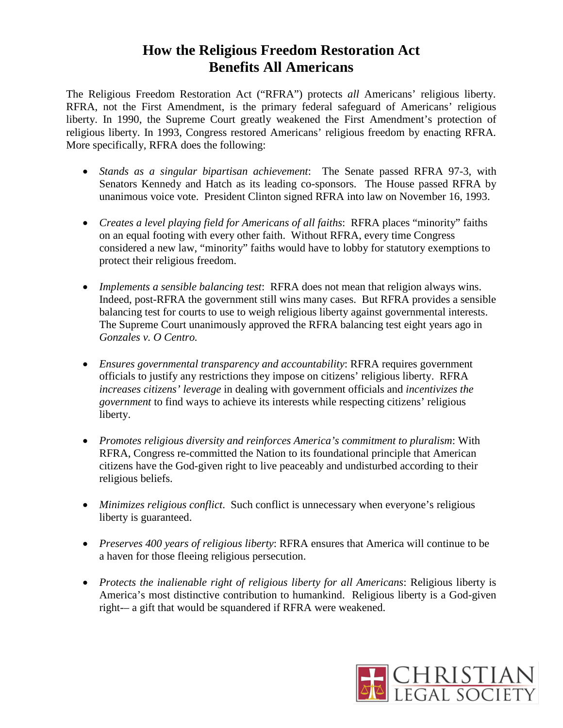# How the Religious Freedom Restoration Act Benefits All Americans

The Religious Freedom Restoration Act ("RFRA") protects *all* Americans' religious liberty. RFRA, not the First Amendment, is the primary federal safeguard of Americans' religious liberty. In 1990, the Supreme Court greatly weakened the First Amendment's protection of religious liberty. In 1993, Congress restored Americans' religious freedom by enacting RFRA. More specifically, RFRA does the following:

- *Stands as a singular bipartisan achievement*: The Senate passed RFRA 97-3, with Senators Kennedy and Hatch as its leading co-sponsors. The House passed RFRA by unanimous voice vote. President Clinton signed RFRA into law on November 16, 1993.

- *Creates a level playing field for Americans of all faiths*: RFRA places "minority" faiths on an equal footing with every other faith. Without RFRA, every time Congress considered a new law, "minority" faiths would have to lobby for statutory exemptions to protect their religious freedom.

- *Implements a sensible balancing test*: RFRA does not mean that religion always wins. Indeed, post-RFRA the government still wins many cases. But RFRA provides a sensible balancing test for courts to use to weigh religious liberty against governmental interests. The Supreme Court unanimously approved the RFRA balancing test eight years ago in *Gonzales v. O Centro.*

- *Ensures governmental transparency and accountability*: RFRA requires government officials to justify any restrictions they impose on citizens' religious liberty. RFRA *increases citizens' leverage* in dealing with government officials and *incentivizes the government* to find ways to achieve its interests while respecting citizens' religious liberty.

- *Promotes religious diversity and reinforces America's commitment to pluralism*: With RFRA, Congress re-committed the Nation to its foundational principle that American citizens have the God-given right to live peaceably and undisturbed according to their religious beliefs.

- *Minimizes religious conflict*. Such conflict is unnecessary when everyone's religious liberty is guaranteed.

- *Preserves 400 years of religious liberty*: RFRA ensures that America will continue to be a haven for those fleeing religious persecution.

- *Protects the inalienable right of religious liberty for all Americans*: Religious liberty is America's most distinctive contribution to humankind. Religious liberty is a God-given right-– a gift that would be squandered if RFRA were weakened.

CHRISTIAN LEGAL SOCIETY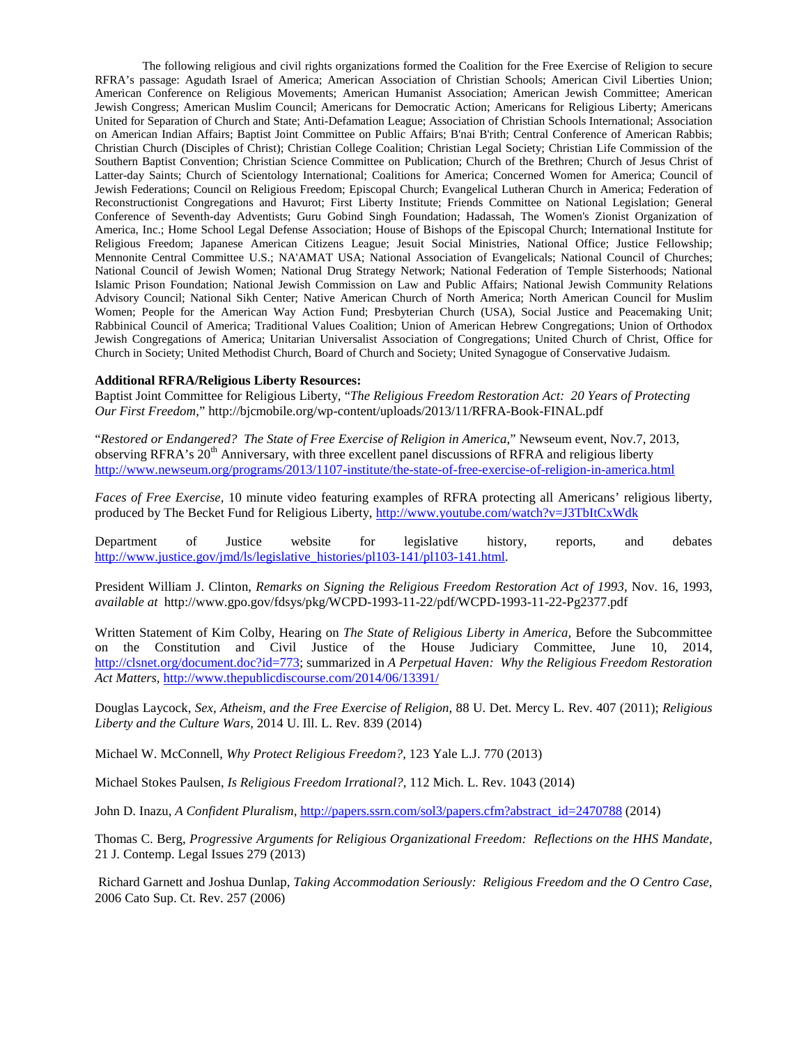The following religious and civil rights organizations formed the Coalition for the Free Exercise of Religion to secure RFRA's passage: Agudath Israel of America; American Association of Christian Schools; American Civil Liberties Union; American Conference on Religious Movements; American Humanist Association; American Jewish Committee; American Jewish Congress; American Muslim Council; Americans for Democratic Action; Americans for Religious Liberty; Americans United for Separation of Church and State; Anti-Defamation League; Association of Christian Schools International; Association on American Indian Affairs; Baptist Joint Committee on Public Affairs; B'nai B'rith; Central Conference of American Rabbis; Christian Church (Disciples of Christ); Christian College Coalition; Christian Legal Society; Christian Life Commission of the Southern Baptist Convention; Christian Science Committee on Publication; Church of the Brethren; Church of Jesus Christ of Latter-day Saints; Church of Scientology International; Coalitions for America; Concerned Women for America; Council of Jewish Federations; Council on Religious Freedom; Episcopal Church; Evangelical Lutheran Church in America; Federation of Reconstructionist Congregations and Havurot; First Liberty Institute; Friends Committee on National Legislation; General Conference of Seventh-day Adventists; Guru Gobind Singh Foundation; Hadassah, The Women's Zionist Organization of America, Inc.; Home School Legal Defense Association; House of Bishops of the Episcopal Church; International Institute for Religious Freedom; Japanese American Citizens League; Jesuit Social Ministries, National Office; Justice Fellowship; Mennonite Central Committee U.S.; NA'AMAT USA; National Association of Evangelicals; National Council of Churches; National Council of Jewish Women; National Drug Strategy Network; National Federation of Temple Sisterhoods; National Islamic Prison Foundation; National Jewish Commission on Law and Public Affairs; National Jewish Community Relations Advisory Council; National Sikh Center; Native American Church of North America; North American Council for Muslim Women; People for the American Way Action Fund; Presbyterian Church (USA), Social Justice and Peacemaking Unit; Rabbinical Council of America; Traditional Values Coalition; Union of American Hebrew Congregations; Union of Orthodox Jewish Congregations of America; Unitarian Universalist Association of Congregations; United Church of Christ, Office for Church in Society; United Methodist Church, Board of Church and Society; United Synagogue of Conservative Judaism.

**Additional RFRA/Religious Liberty Resources:**

Baptist Joint Committee for Religious Liberty, "*The Religious Freedom Restoration Act: 20 Years of Protecting Our First Freedom,*" http://bjcmobile.org/wp-content/uploads/2013/11/RFRA-Book-FINAL.pdf

"*Restored or Endangered? The State of Free Exercise of Religion in America,*" Newseum event, Nov.7, 2013, observing RFRA's 20th Anniversary, with three excellent panel discussions of RFRA and religious liberty http://www.newseum.org/programs/2013/1107-institute/the-state-of-free-exercise-of-religion-in-america.html

*Faces of Free Exercise,* 10 minute video featuring examples of RFRA protecting all Americans' religious liberty, produced by The Becket Fund for Religious Liberty, http://www.youtube.com/watch?v=J3TbItCxWdk

Department of Justice website for legislative history, reports, and debates http://www.justice.gov/jmd/ls/legislative_histories/pl103-141/pl103-141.html.

President William J. Clinton, *Remarks on Signing the Religious Freedom Restoration Act of 1993,* Nov. 16, 1993, *available at* http://www.gpo.gov/fdsys/pkg/WCPD-1993-11-22/pdf/WCPD-1993-11-22-Pg2377.pdf

Written Statement of Kim Colby, Hearing on *The State of Religious Liberty in America,* Before the Subcommittee on the Constitution and Civil Justice of the House Judiciary Committee, June 10, 2014, http://clsnet.org/document.doc?id=773; summarized in *A Perpetual Haven: Why the Religious Freedom Restoration Act Matters,* http://www.thepublicdiscourse.com/2014/06/13391/

Douglas Laycock, *Sex, Atheism, and the Free Exercise of Religion,* 88 U. Det. Mercy L. Rev. 407 (2011); *Religious Liberty and the Culture Wars*, 2014 U. Ill. L. Rev. 839 (2014)

Michael W. McConnell, *Why Protect Religious Freedom?*, 123 Yale L.J. 770 (2013)

Michael Stokes Paulsen, *Is Religious Freedom Irrational?*, 112 Mich. L. Rev. 1043 (2014)

John D. Inazu, *A Confident Pluralism,* http://papers.ssrn.com/sol3/papers.cfm?abstract_id=2470788 (2014)

Thomas C. Berg, *Progressive Arguments for Religious Organizational Freedom: Reflections on the HHS Mandate,* 21 J. Contemp. Legal Issues 279 (2013)

Richard Garnett and Joshua Dunlap, *Taking Accommodation Seriously: Religious Freedom and the O Centro Case,* 2006 Cato Sup. Ct. Rev. 257 (2006)